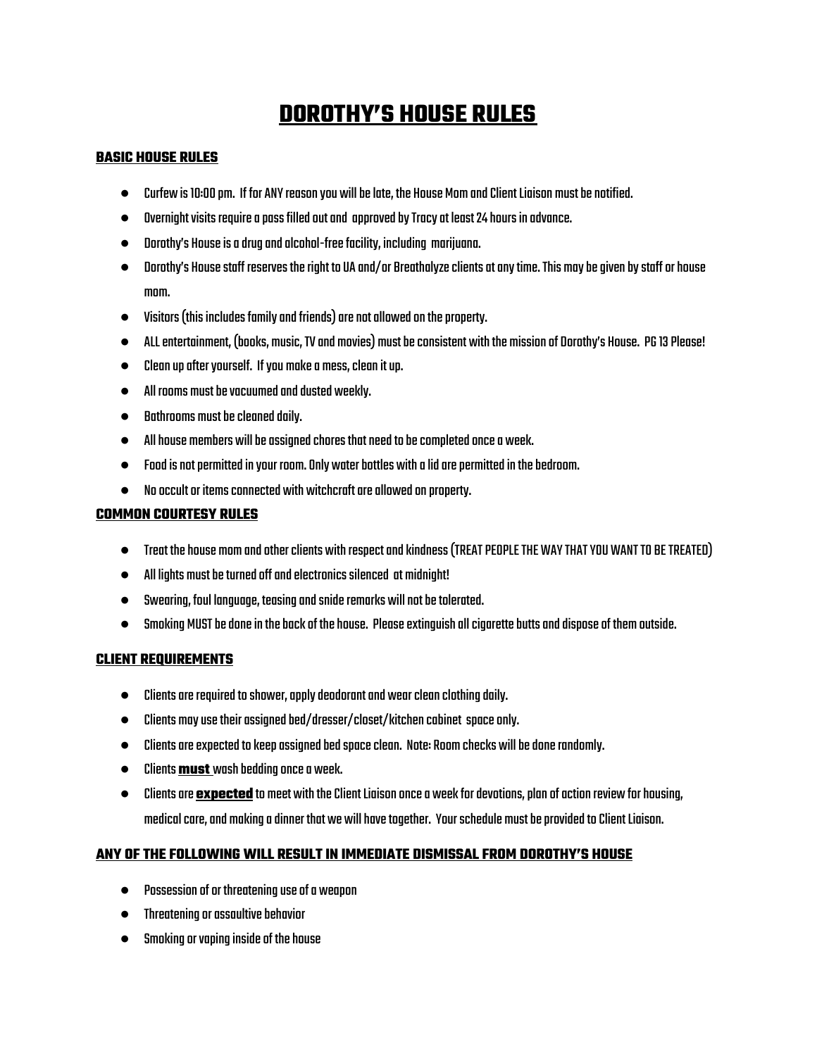# DOROTHY'S HOUSE RULES

## BASIC HOUSE RULES

- Curfew is 10:00 pm. If for ANY reason you will be late, the House Mom and Client Liaison must be notified.
- Overnight visits require a pass filled out and approved by Tracy at least 24 hours in advance.
- Dorothy's House is a drug and alcohol-free facility, including marijuana.
- Dorothy's House staff reserves the right to UA and/or Breathalyze clients at any time. This may be given by staff or house mom.
- Visitors (this includes family and friends) are not allowed on the property.
- ALL entertainment, (books, music, TV and movies) must be consistent with the mission of Dorothy's House. PG 13 Please!
- Clean up after yourself. If you make a mess, clean it up.
- All rooms must be vacuumed and dusted weekly.
- Bathrooms must be cleaned daily.
- All house members will be assigned chores that need to be completed once a week.
- Food is not permitted in your room. Only water bottles with a lid are permitted in the bedroom.
- No occult or items connected with witchcraft are allowed on property.

## COMMON COURTESY RULES

- Treat the house mom and other clients with respect and kindness (TREAT PEOPLE THE WAY THAT YOU WANT TO BE TREATED)
- All lights must be turned off and electronics silenced at midnight!
- Swearing, foul language, teasing and snide remarks will not be tolerated.
- Smoking MUST be done in the back of the house. Please extinguish all cigarette butts and dispose of them outside.

## CLIENT REQUIREMENTS

- Clients are required to shower, apply deodorant and wear clean clothing daily.
- Clients may use their assigned bed/dresser/closet/kitchen cabinet space only.
- Clients are expected to keep assigned bed space clean. Note: Room checks will be done randomly.
- Clients **must** wash bedding once a week.
- Clients are **expected** to meet with the Client Liaison once a week for devotions, plan of action review for housing, medical care, and making a dinner that we will have together. Your schedule must be provided to Client Liaison.

## ANY OF THE FOLLOWING WILL RESULT IN IMMEDIATE DISMISSAL FROM DOROTHY'S HOUSE

- Possession of or threatening use of a weapon
- Threatening or assaultive behavior
- Smoking or vaping inside of the house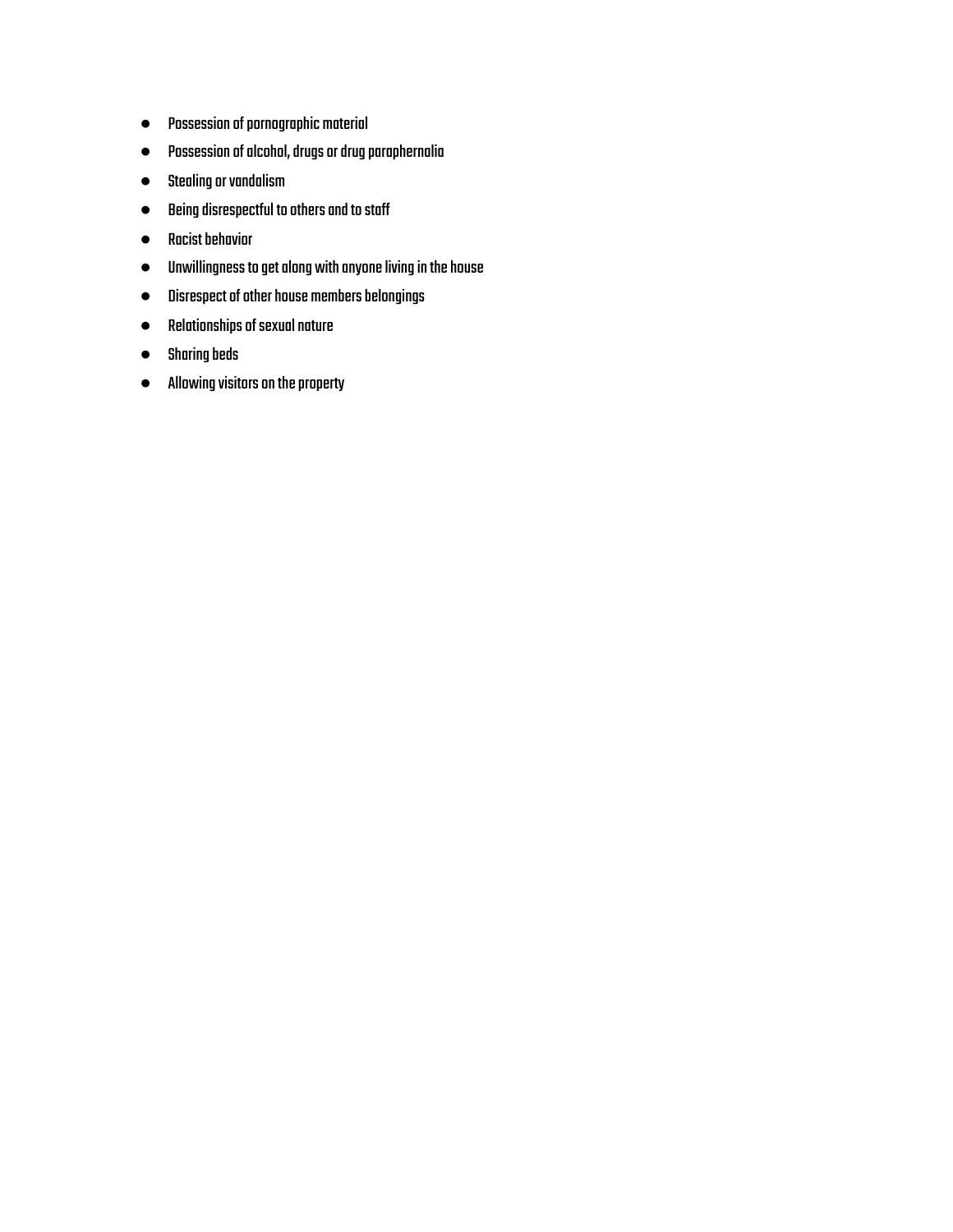- Possession of pornographic material
- Possession of alcohol, drugs or drug paraphernalia
- Stealing or vandalism
- Being disrespectful to others and to staff
- Racist behavior
- Unwillingness to get along with anyone living in the house
- Disrespect of other house members belongings
- Relationships of sexual nature
- Sharing beds
- Allowing visitors on the property